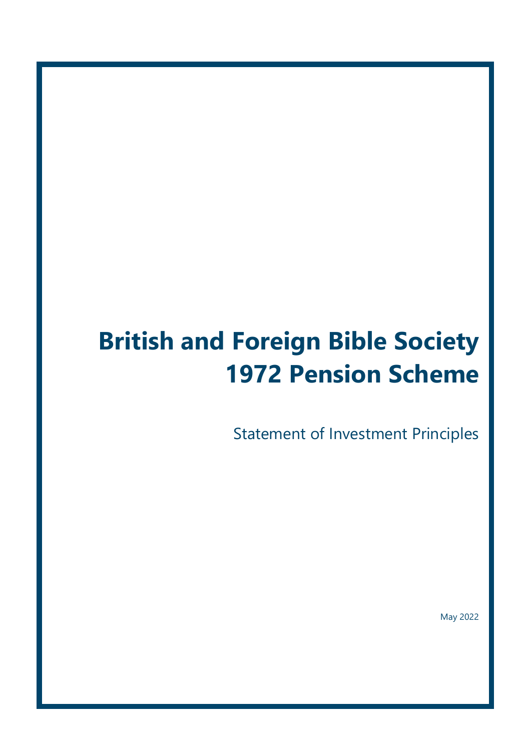# British and Foreign Bible Society 1972 Pension Scheme

Statement of Investment Principles

May 2022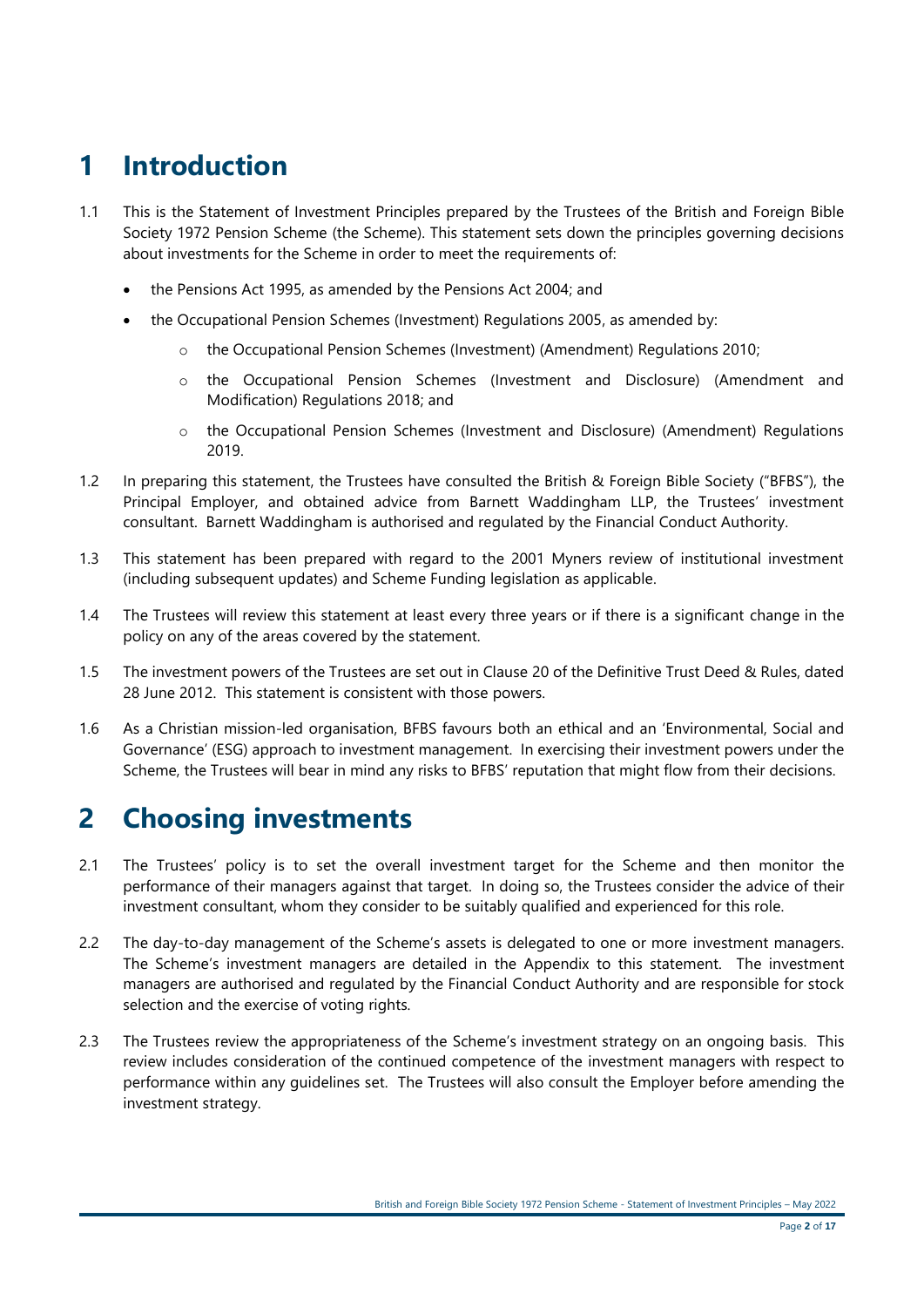# 1 Introduction

1.1 This is the Statement of Investment Principles prepared by the Trustees of the British and Foreign Bible Society 1972 Pension Scheme (the Scheme). This statement sets down the principles governing decisions about investments for the Scheme in order to meet the requirements of:

- the Pensions Act 1995, as amended by the Pensions Act 2004; and
- the Occupational Pension Schemes (Investment) Regulations 2005, as amended by:
    - the Occupational Pension Schemes (Investment) (Amendment) Regulations 2010;
    - the Occupational Pension Schemes (Investment and Disclosure) (Amendment and Modification) Regulations 2018; and
    - the Occupational Pension Schemes (Investment and Disclosure) (Amendment) Regulations 2019.

1.2 In preparing this statement, the Trustees have consulted the British & Foreign Bible Society ("BFBS"), the Principal Employer, and obtained advice from Barnett Waddingham LLP, the Trustees' investment consultant. Barnett Waddingham is authorised and regulated by the Financial Conduct Authority.

1.3 This statement has been prepared with regard to the 2001 Myners review of institutional investment (including subsequent updates) and Scheme Funding legislation as applicable.

1.4 The Trustees will review this statement at least every three years or if there is a significant change in the policy on any of the areas covered by the statement.

1.5 The investment powers of the Trustees are set out in Clause 20 of the Definitive Trust Deed & Rules, dated 28 June 2012. This statement is consistent with those powers.

1.6 As a Christian mission-led organisation, BFBS favours both an ethical and an 'Environmental, Social and Governance' (ESG) approach to investment management. In exercising their investment powers under the Scheme, the Trustees will bear in mind any risks to BFBS' reputation that might flow from their decisions.

# 2 Choosing investments

2.1 The Trustees' policy is to set the overall investment target for the Scheme and then monitor the performance of their managers against that target. In doing so, the Trustees consider the advice of their investment consultant, whom they consider to be suitably qualified and experienced for this role.

2.2 The day-to-day management of the Scheme's assets is delegated to one or more investment managers. The Scheme's investment managers are detailed in the Appendix to this statement. The investment managers are authorised and regulated by the Financial Conduct Authority and are responsible for stock selection and the exercise of voting rights.

2.3 The Trustees review the appropriateness of the Scheme's investment strategy on an ongoing basis. This review includes consideration of the continued competence of the investment managers with respect to performance within any guidelines set. The Trustees will also consult the Employer before amending the investment strategy.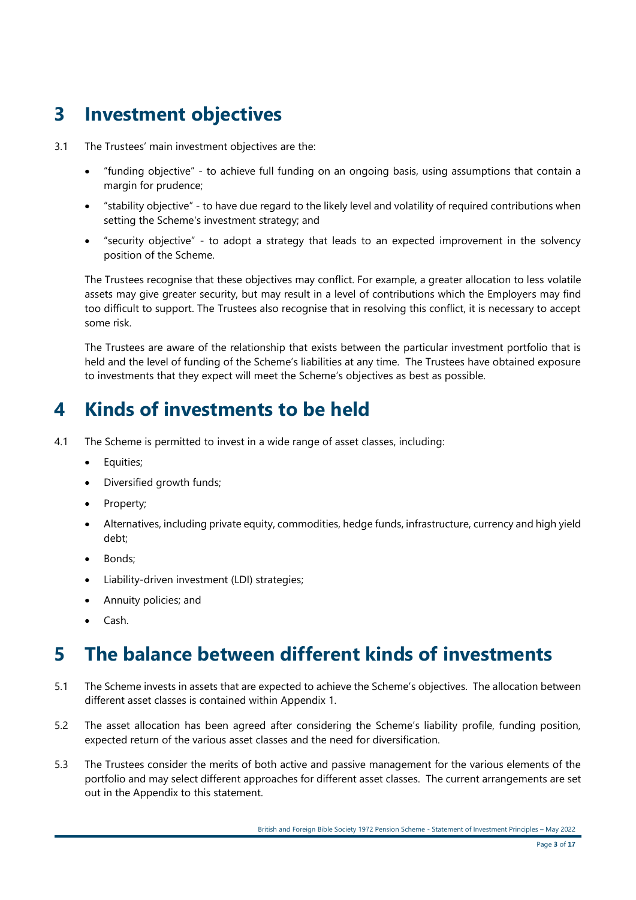# 3 Investment objectives

3.1 The Trustees' main investment objectives are the:

- "funding objective" - to achieve full funding on an ongoing basis, using assumptions that contain a margin for prudence;
- "stability objective" - to have due regard to the likely level and volatility of required contributions when setting the Scheme's investment strategy; and
- "security objective" - to adopt a strategy that leads to an expected improvement in the solvency position of the Scheme.

The Trustees recognise that these objectives may conflict. For example, a greater allocation to less volatile assets may give greater security, but may result in a level of contributions which the Employers may find too difficult to support. The Trustees also recognise that in resolving this conflict, it is necessary to accept some risk.

The Trustees are aware of the relationship that exists between the particular investment portfolio that is held and the level of funding of the Scheme's liabilities at any time. The Trustees have obtained exposure to investments that they expect will meet the Scheme's objectives as best as possible.

# 4 Kinds of investments to be held

4.1 The Scheme is permitted to invest in a wide range of asset classes, including:

- Equities;
- Diversified growth funds;
- Property;
- Alternatives, including private equity, commodities, hedge funds, infrastructure, currency and high yield debt;
- Bonds;
- Liability-driven investment (LDI) strategies;
- Annuity policies; and
- Cash.

# 5 The balance between different kinds of investments

5.1 The Scheme invests in assets that are expected to achieve the Scheme's objectives. The allocation between different asset classes is contained within Appendix 1.

5.2 The asset allocation has been agreed after considering the Scheme's liability profile, funding position, expected return of the various asset classes and the need for diversification.

5.3 The Trustees consider the merits of both active and passive management for the various elements of the portfolio and may select different approaches for different asset classes. The current arrangements are set out in the Appendix to this statement.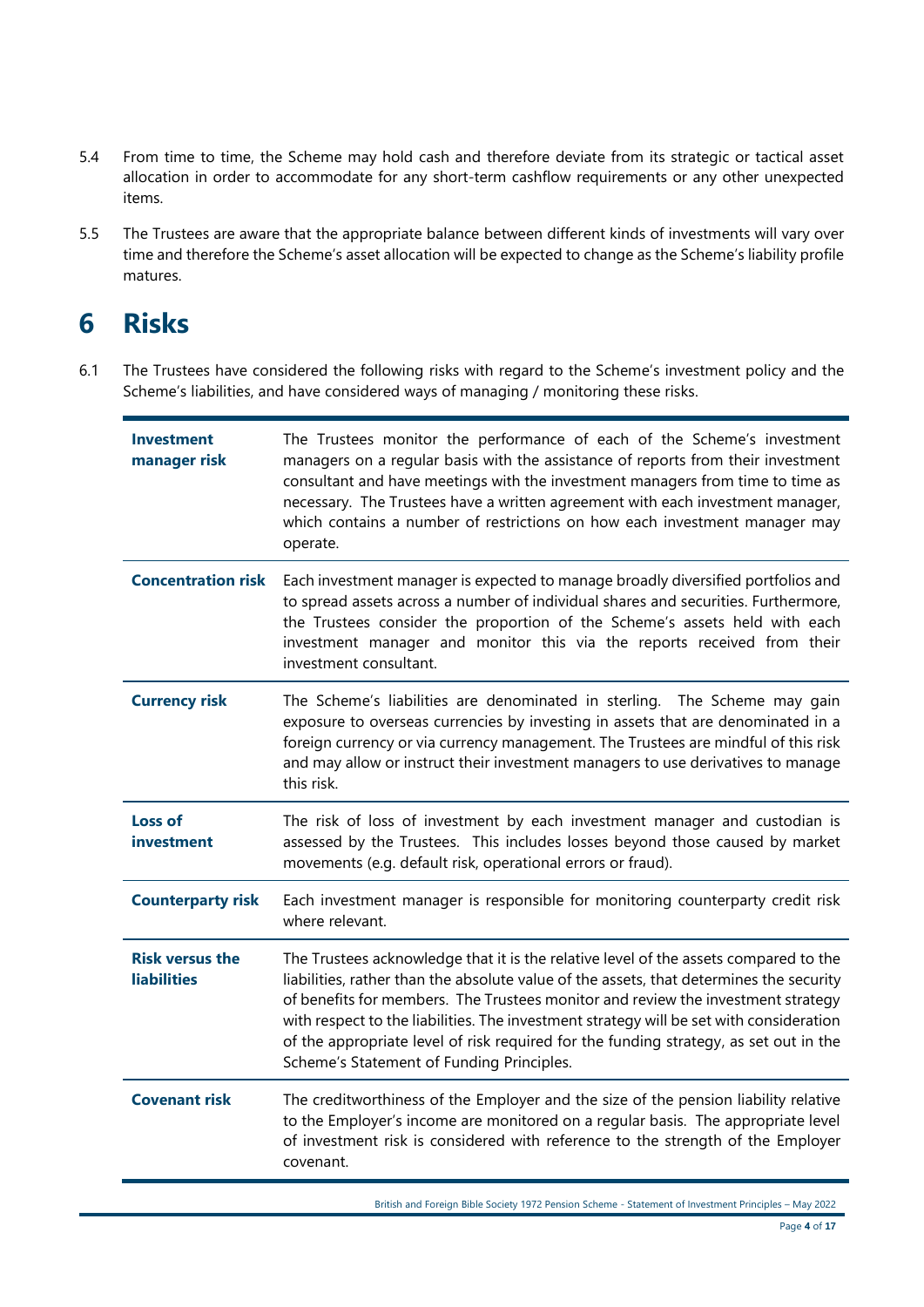5.4 From time to time, the Scheme may hold cash and therefore deviate from its strategic or tactical asset allocation in order to accommodate for any short-term cashflow requirements or any other unexpected items.

5.5 The Trustees are aware that the appropriate balance between different kinds of investments will vary over time and therefore the Scheme's asset allocation will be expected to change as the Scheme's liability profile matures.

# 6 Risks

6.1 The Trustees have considered the following risks with regard to the Scheme's investment policy and the Scheme's liabilities, and have considered ways of managing / monitoring these risks.

| | |
|---|---|
| **Investment manager risk** | The Trustees monitor the performance of each of the Scheme's investment managers on a regular basis with the assistance of reports from their investment consultant and have meetings with the investment managers from time to time as necessary. The Trustees have a written agreement with each investment manager, which contains a number of restrictions on how each investment manager may operate. |
| **Concentration risk** | Each investment manager is expected to manage broadly diversified portfolios and to spread assets across a number of individual shares and securities. Furthermore, the Trustees consider the proportion of the Scheme's assets held with each investment manager and monitor this via the reports received from their investment consultant. |
| **Currency risk** | The Scheme's liabilities are denominated in sterling. The Scheme may gain exposure to overseas currencies by investing in assets that are denominated in a foreign currency or via currency management. The Trustees are mindful of this risk and may allow or instruct their investment managers to use derivatives to manage this risk. |
| **Loss of investment** | The risk of loss of investment by each investment manager and custodian is assessed by the Trustees. This includes losses beyond those caused by market movements (e.g. default risk, operational errors or fraud). |
| **Counterparty risk** | Each investment manager is responsible for monitoring counterparty credit risk where relevant. |
| **Risk versus the liabilities** | The Trustees acknowledge that it is the relative level of the assets compared to the liabilities, rather than the absolute value of the assets, that determines the security of benefits for members. The Trustees monitor and review the investment strategy with respect to the liabilities. The investment strategy will be set with consideration of the appropriate level of risk required for the funding strategy, as set out in the Scheme's Statement of Funding Principles. |
| **Covenant risk** | The creditworthiness of the Employer and the size of the pension liability relative to the Employer's income are monitored on a regular basis. The appropriate level of investment risk is considered with reference to the strength of the Employer covenant. |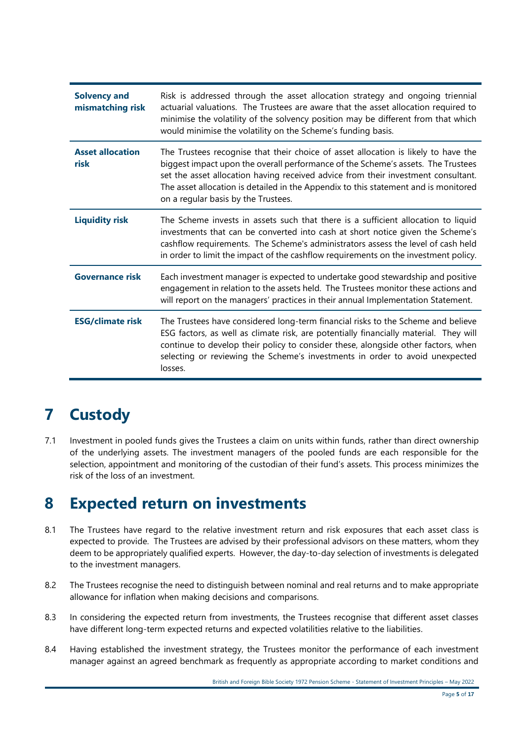| | |
|---|---|
| **Solvency and mismatching risk** | Risk is addressed through the asset allocation strategy and ongoing triennial actuarial valuations. The Trustees are aware that the asset allocation required to minimise the volatility of the solvency position may be different from that which would minimise the volatility on the Scheme's funding basis. |
| **Asset allocation risk** | The Trustees recognise that their choice of asset allocation is likely to have the biggest impact upon the overall performance of the Scheme's assets. The Trustees set the asset allocation having received advice from their investment consultant. The asset allocation is detailed in the Appendix to this statement and is monitored on a regular basis by the Trustees. |
| **Liquidity risk** | The Scheme invests in assets such that there is a sufficient allocation to liquid investments that can be converted into cash at short notice given the Scheme's cashflow requirements. The Scheme's administrators assess the level of cash held in order to limit the impact of the cashflow requirements on the investment policy. |
| **Governance risk** | Each investment manager is expected to undertake good stewardship and positive engagement in relation to the assets held. The Trustees monitor these actions and will report on the managers' practices in their annual Implementation Statement. |
| **ESG/climate risk** | The Trustees have considered long-term financial risks to the Scheme and believe ESG factors, as well as climate risk, are potentially financially material. They will continue to develop their policy to consider these, alongside other factors, when selecting or reviewing the Scheme's investments in order to avoid unexpected losses. |

# 7 Custody

7.1 Investment in pooled funds gives the Trustees a claim on units within funds, rather than direct ownership of the underlying assets. The investment managers of the pooled funds are each responsible for the selection, appointment and monitoring of the custodian of their fund's assets. This process minimizes the risk of the loss of an investment.

# 8 Expected return on investments

8.1 The Trustees have regard to the relative investment return and risk exposures that each asset class is expected to provide. The Trustees are advised by their professional advisors on these matters, whom they deem to be appropriately qualified experts. However, the day-to-day selection of investments is delegated to the investment managers.

8.2 The Trustees recognise the need to distinguish between nominal and real returns and to make appropriate allowance for inflation when making decisions and comparisons.

8.3 In considering the expected return from investments, the Trustees recognise that different asset classes have different long-term expected returns and expected volatilities relative to the liabilities.

8.4 Having established the investment strategy, the Trustees monitor the performance of each investment manager against an agreed benchmark as frequently as appropriate according to market conditions and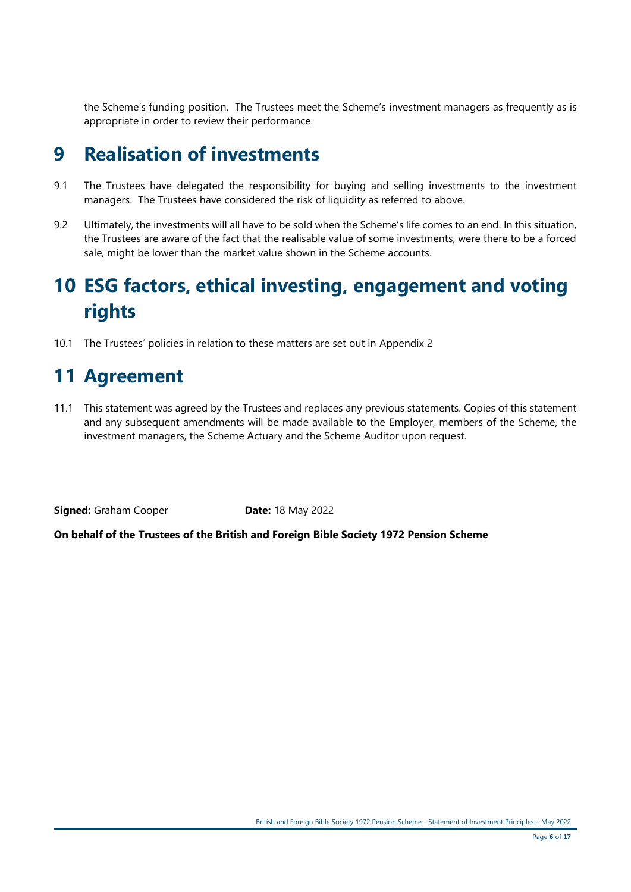the Scheme's funding position. The Trustees meet the Scheme's investment managers as frequently as is appropriate in order to review their performance.

# 9 Realisation of investments

9.1 The Trustees have delegated the responsibility for buying and selling investments to the investment managers. The Trustees have considered the risk of liquidity as referred to above.

9.2 Ultimately, the investments will all have to be sold when the Scheme's life comes to an end. In this situation, the Trustees are aware of the fact that the realisable value of some investments, were there to be a forced sale, might be lower than the market value shown in the Scheme accounts.

# 10 ESG factors, ethical investing, engagement and voting rights

10.1 The Trustees' policies in relation to these matters are set out in Appendix 2

# 11 Agreement

11.1 This statement was agreed by the Trustees and replaces any previous statements. Copies of this statement and any subsequent amendments will be made available to the Employer, members of the Scheme, the investment managers, the Scheme Actuary and the Scheme Auditor upon request.

**Signed:** Graham Cooper **Date:** 18 May 2022

**On behalf of the Trustees of the British and Foreign Bible Society 1972 Pension Scheme**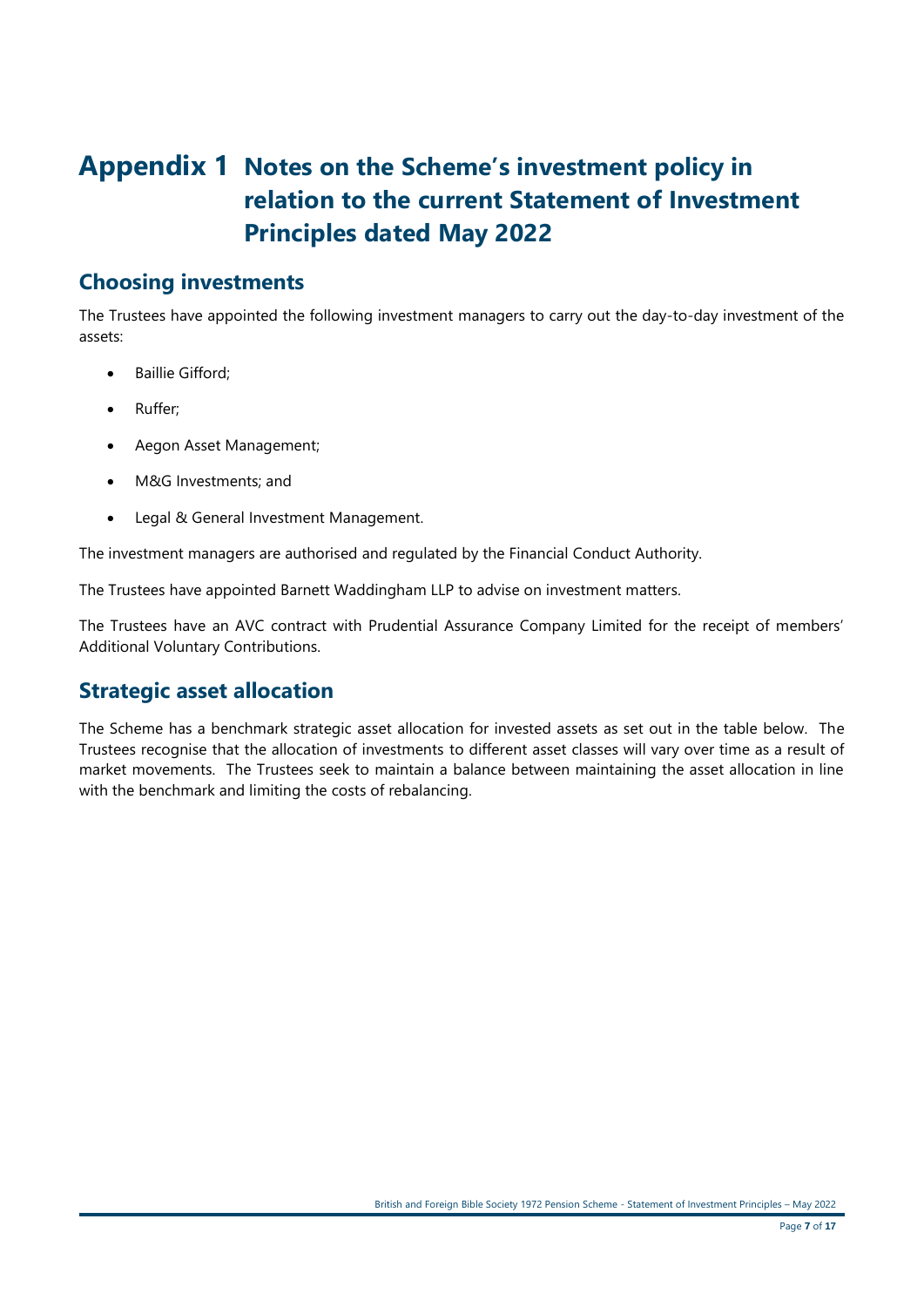# Appendix 1 Notes on the Scheme's investment policy in relation to the current Statement of Investment Principles dated May 2022

## Choosing investments

The Trustees have appointed the following investment managers to carry out the day-to-day investment of the assets:

- Baillie Gifford;
- Ruffer;
- Aegon Asset Management;
- M&G Investments; and
- Legal & General Investment Management.

The investment managers are authorised and regulated by the Financial Conduct Authority.

The Trustees have appointed Barnett Waddingham LLP to advise on investment matters.

The Trustees have an AVC contract with Prudential Assurance Company Limited for the receipt of members' Additional Voluntary Contributions.

## Strategic asset allocation

The Scheme has a benchmark strategic asset allocation for invested assets as set out in the table below. The Trustees recognise that the allocation of investments to different asset classes will vary over time as a result of market movements. The Trustees seek to maintain a balance between maintaining the asset allocation in line with the benchmark and limiting the costs of rebalancing.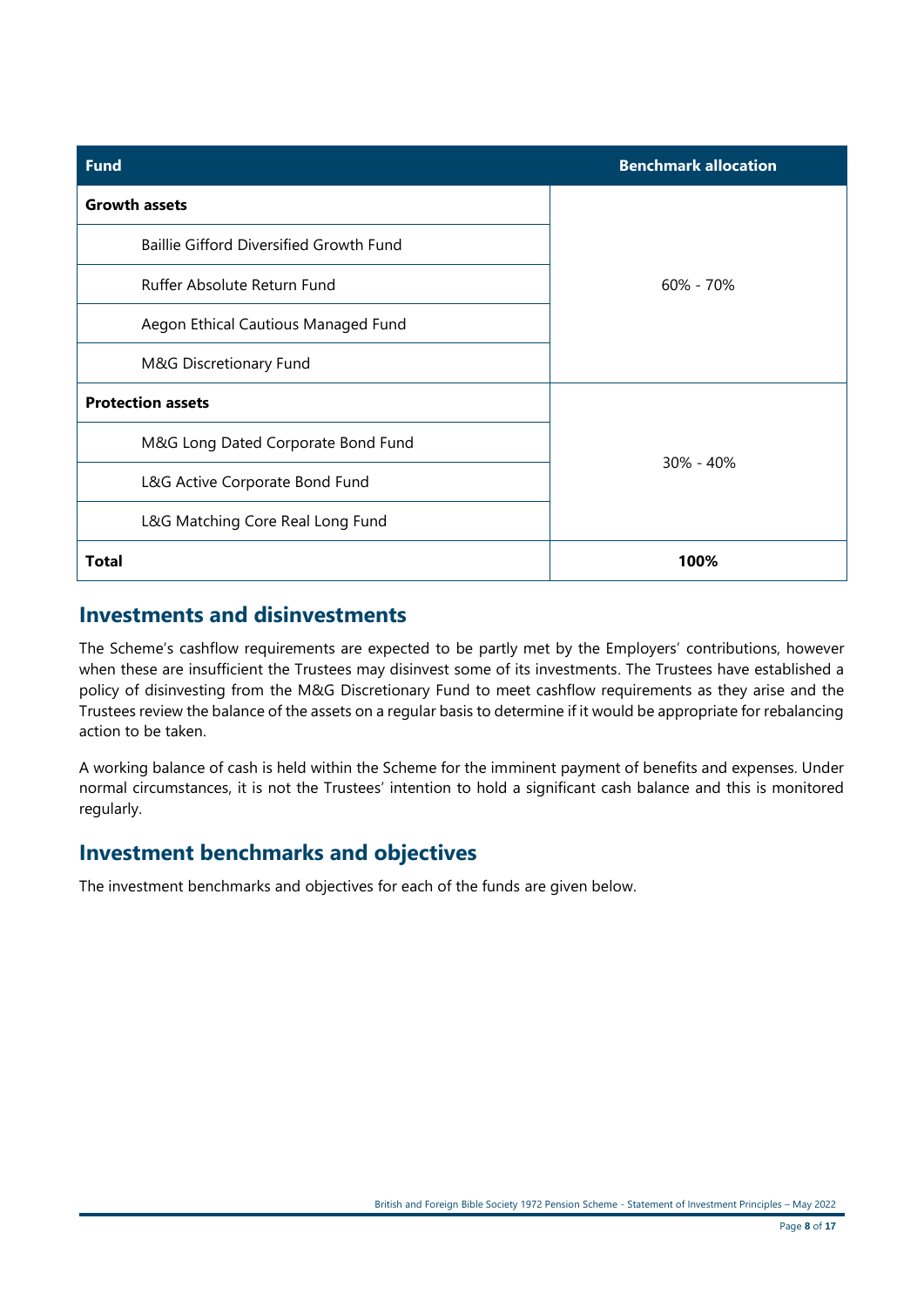| Fund | Benchmark allocation |
|---|---|
| **Growth assets** | 60% - 70% |
| Baillie Gifford Diversified Growth Fund | |
| Ruffer Absolute Return Fund | |
| Aegon Ethical Cautious Managed Fund | |
| M&G Discretionary Fund | |
| **Protection assets** | 30% - 40% |
| M&G Long Dated Corporate Bond Fund | |
| L&G Active Corporate Bond Fund | |
| L&G Matching Core Real Long Fund | |
| **Total** | **100%** |

## Investments and disinvestments

The Scheme's cashflow requirements are expected to be partly met by the Employers' contributions, however when these are insufficient the Trustees may disinvest some of its investments. The Trustees have established a policy of disinvesting from the M&G Discretionary Fund to meet cashflow requirements as they arise and the Trustees review the balance of the assets on a regular basis to determine if it would be appropriate for rebalancing action to be taken.

A working balance of cash is held within the Scheme for the imminent payment of benefits and expenses. Under normal circumstances, it is not the Trustees' intention to hold a significant cash balance and this is monitored regularly.

## Investment benchmarks and objectives

The investment benchmarks and objectives for each of the funds are given below.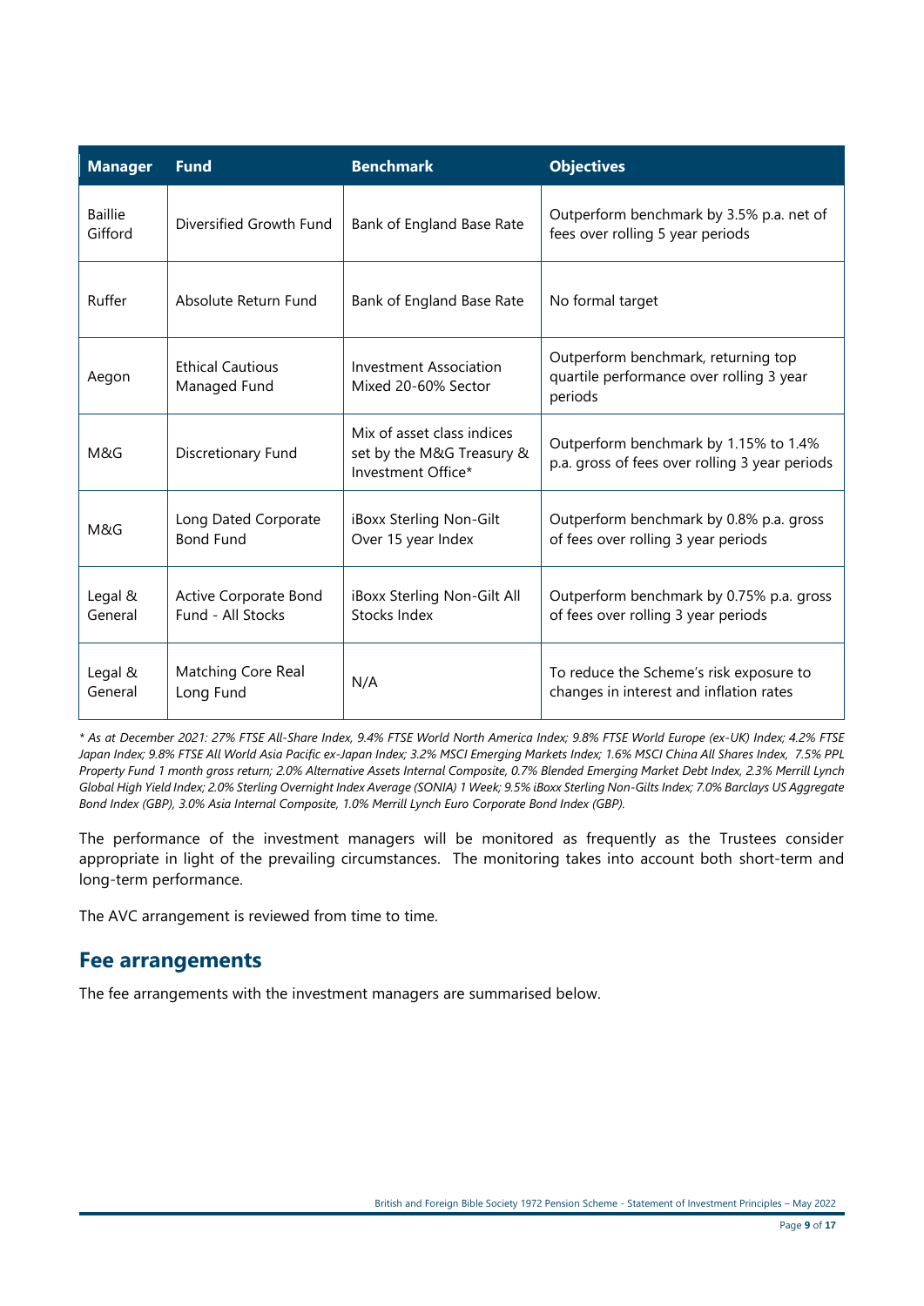| Manager | Fund | Benchmark | Objectives |
| --- | --- | --- | --- |
| Baillie Gifford | Diversified Growth Fund | Bank of England Base Rate | Outperform benchmark by 3.5% p.a. net of fees over rolling 5 year periods |
| Ruffer | Absolute Return Fund | Bank of England Base Rate | No formal target |
| Aegon | Ethical Cautious Managed Fund | Investment Association Mixed 20-60% Sector | Outperform benchmark, returning top quartile performance over rolling 3 year periods |
| M&G | Discretionary Fund | Mix of asset class indices set by the M&G Treasury & Investment Office* | Outperform benchmark by 1.15% to 1.4% p.a. gross of fees over rolling 3 year periods |
| M&G | Long Dated Corporate Bond Fund | iBoxx Sterling Non-Gilt Over 15 year Index | Outperform benchmark by 0.8% p.a. gross of fees over rolling 3 year periods |
| Legal & General | Active Corporate Bond Fund - All Stocks | iBoxx Sterling Non-Gilt All Stocks Index | Outperform benchmark by 0.75% p.a. gross of fees over rolling 3 year periods |
| Legal & General | Matching Core Real Long Fund | N/A | To reduce the Scheme's risk exposure to changes in interest and inflation rates |

*\* As at December 2021: 27% FTSE All-Share Index, 9.4% FTSE World North America Index; 9.8% FTSE World Europe (ex-UK) Index; 4.2% FTSE Japan Index; 9.8% FTSE All World Asia Pacific ex-Japan Index; 3.2% MSCI Emerging Markets Index; 1.6% MSCI China All Shares Index, 7.5% PPL Property Fund 1 month gross return; 2.0% Alternative Assets Internal Composite, 0.7% Blended Emerging Market Debt Index, 2.3% Merrill Lynch Global High Yield Index; 2.0% Sterling Overnight Index Average (SONIA) 1 Week; 9.5% iBoxx Sterling Non-Gilts Index; 7.0% Barclays US Aggregate Bond Index (GBP), 3.0% Asia Internal Composite, 1.0% Merrill Lynch Euro Corporate Bond Index (GBP).*

The performance of the investment managers will be monitored as frequently as the Trustees consider appropriate in light of the prevailing circumstances. The monitoring takes into account both short-term and long-term performance.

The AVC arrangement is reviewed from time to time.

## Fee arrangements

The fee arrangements with the investment managers are summarised below.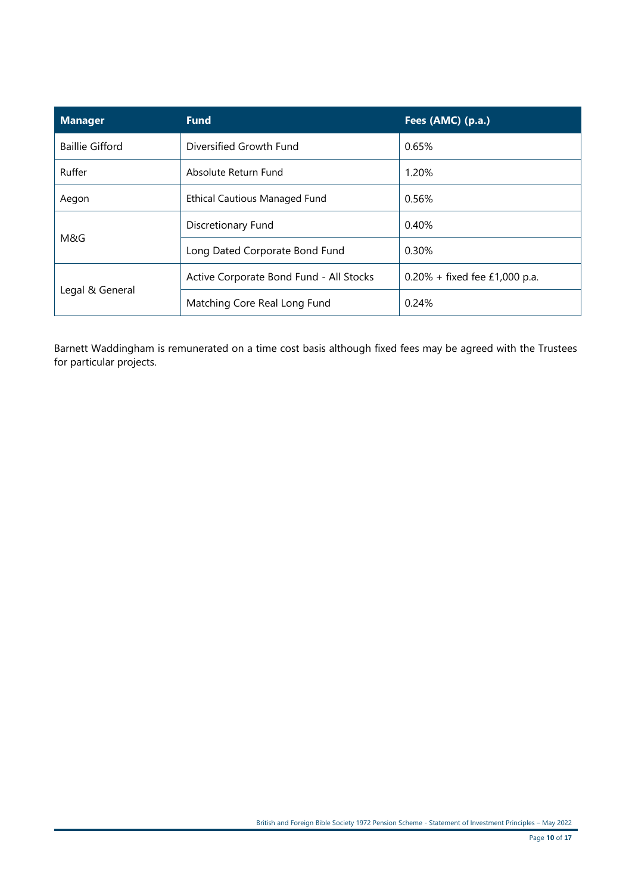| Manager | Fund | Fees (AMC) (p.a.) |
| --- | --- | --- |
| Baillie Gifford | Diversified Growth Fund | 0.65% |
| Ruffer | Absolute Return Fund | 1.20% |
| Aegon | Ethical Cautious Managed Fund | 0.56% |
| M&G | Discretionary Fund | 0.40% |
| | Long Dated Corporate Bond Fund | 0.30% |
| Legal & General | Active Corporate Bond Fund - All Stocks | 0.20% + fixed fee £1,000 p.a. |
| | Matching Core Real Long Fund | 0.24% |

Barnett Waddingham is remunerated on a time cost basis although fixed fees may be agreed with the Trustees for particular projects.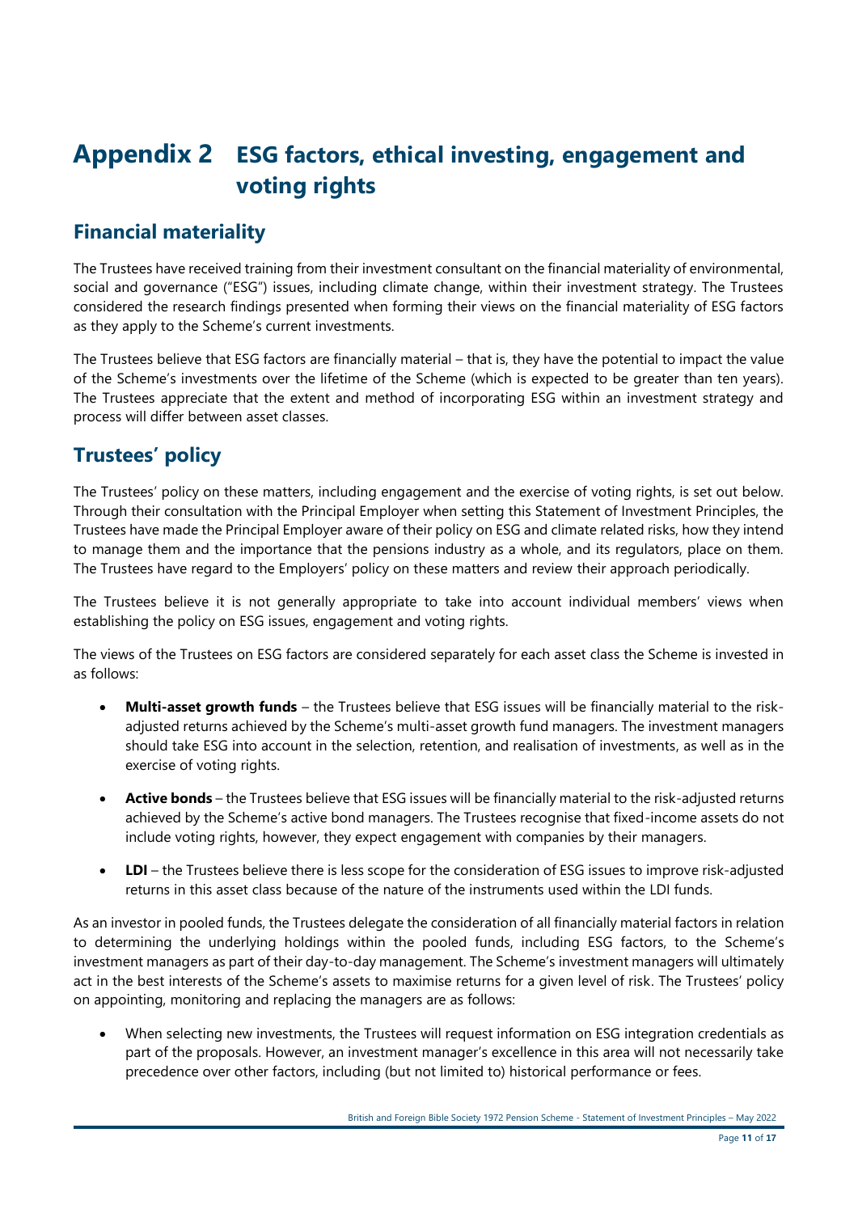# Appendix 2 ESG factors, ethical investing, engagement and voting rights

## Financial materiality

The Trustees have received training from their investment consultant on the financial materiality of environmental, social and governance ("ESG") issues, including climate change, within their investment strategy. The Trustees considered the research findings presented when forming their views on the financial materiality of ESG factors as they apply to the Scheme's current investments.

The Trustees believe that ESG factors are financially material – that is, they have the potential to impact the value of the Scheme's investments over the lifetime of the Scheme (which is expected to be greater than ten years). The Trustees appreciate that the extent and method of incorporating ESG within an investment strategy and process will differ between asset classes.

## Trustees' policy

The Trustees' policy on these matters, including engagement and the exercise of voting rights, is set out below. Through their consultation with the Principal Employer when setting this Statement of Investment Principles, the Trustees have made the Principal Employer aware of their policy on ESG and climate related risks, how they intend to manage them and the importance that the pensions industry as a whole, and its regulators, place on them. The Trustees have regard to the Employers' policy on these matters and review their approach periodically.

The Trustees believe it is not generally appropriate to take into account individual members' views when establishing the policy on ESG issues, engagement and voting rights.

The views of the Trustees on ESG factors are considered separately for each asset class the Scheme is invested in as follows:

- **Multi-asset growth funds** – the Trustees believe that ESG issues will be financially material to the risk-adjusted returns achieved by the Scheme's multi-asset growth fund managers. The investment managers should take ESG into account in the selection, retention, and realisation of investments, as well as in the exercise of voting rights.
- **Active bonds** – the Trustees believe that ESG issues will be financially material to the risk-adjusted returns achieved by the Scheme's active bond managers. The Trustees recognise that fixed-income assets do not include voting rights, however, they expect engagement with companies by their managers.
- **LDI** – the Trustees believe there is less scope for the consideration of ESG issues to improve risk-adjusted returns in this asset class because of the nature of the instruments used within the LDI funds.

As an investor in pooled funds, the Trustees delegate the consideration of all financially material factors in relation to determining the underlying holdings within the pooled funds, including ESG factors, to the Scheme's investment managers as part of their day-to-day management. The Scheme's investment managers will ultimately act in the best interests of the Scheme's assets to maximise returns for a given level of risk. The Trustees' policy on appointing, monitoring and replacing the managers are as follows:

- When selecting new investments, the Trustees will request information on ESG integration credentials as part of the proposals. However, an investment manager's excellence in this area will not necessarily take precedence over other factors, including (but not limited to) historical performance or fees.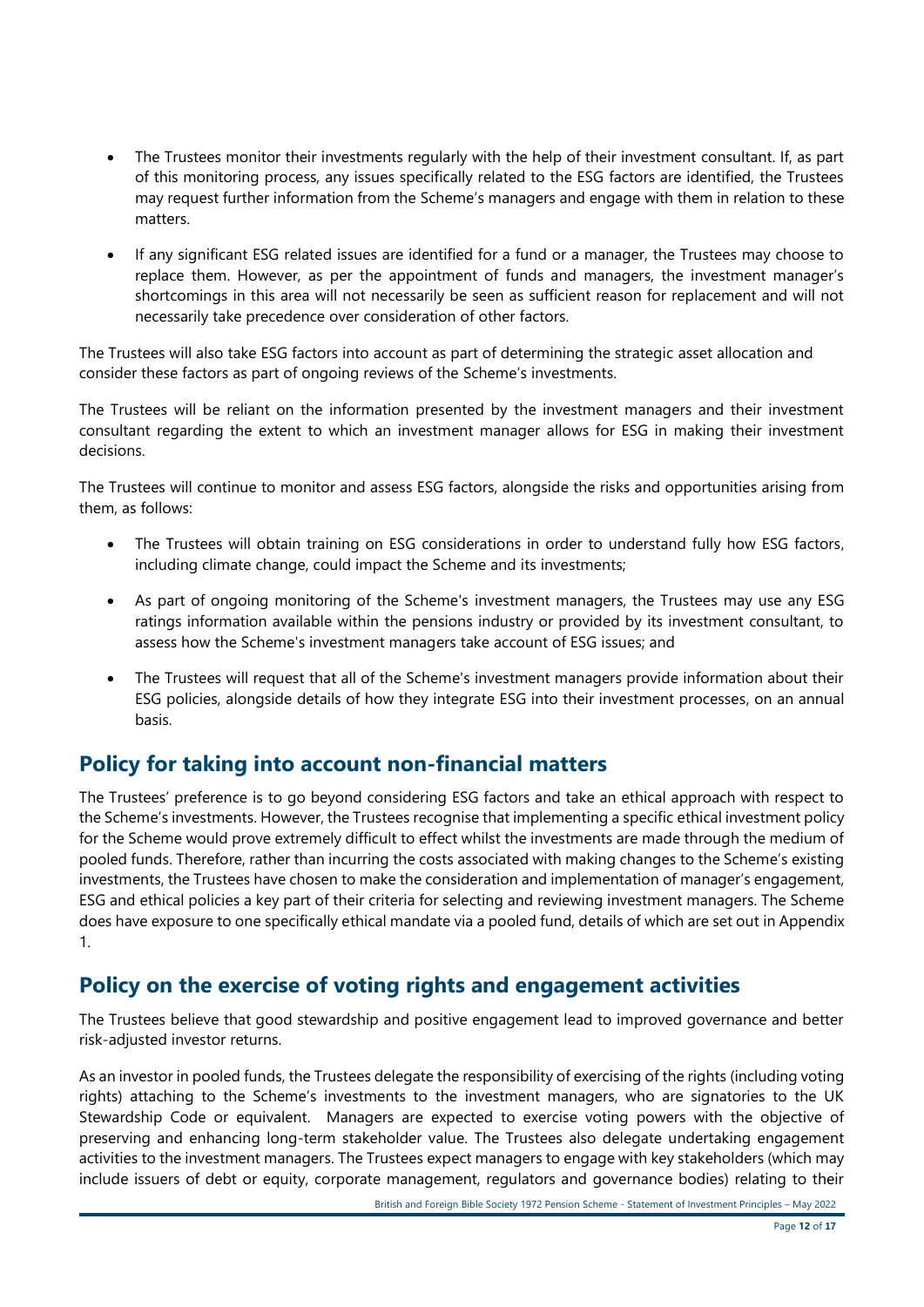- The Trustees monitor their investments regularly with the help of their investment consultant. If, as part of this monitoring process, any issues specifically related to the ESG factors are identified, the Trustees may request further information from the Scheme's managers and engage with them in relation to these matters.

- If any significant ESG related issues are identified for a fund or a manager, the Trustees may choose to replace them. However, as per the appointment of funds and managers, the investment manager's shortcomings in this area will not necessarily be seen as sufficient reason for replacement and will not necessarily take precedence over consideration of other factors.

The Trustees will also take ESG factors into account as part of determining the strategic asset allocation and consider these factors as part of ongoing reviews of the Scheme's investments.

The Trustees will be reliant on the information presented by the investment managers and their investment consultant regarding the extent to which an investment manager allows for ESG in making their investment decisions.

The Trustees will continue to monitor and assess ESG factors, alongside the risks and opportunities arising from them, as follows:

- The Trustees will obtain training on ESG considerations in order to understand fully how ESG factors, including climate change, could impact the Scheme and its investments;

- As part of ongoing monitoring of the Scheme's investment managers, the Trustees may use any ESG ratings information available within the pensions industry or provided by its investment consultant, to assess how the Scheme's investment managers take account of ESG issues; and

- The Trustees will request that all of the Scheme's investment managers provide information about their ESG policies, alongside details of how they integrate ESG into their investment processes, on an annual basis.

## Policy for taking into account non-financial matters

The Trustees' preference is to go beyond considering ESG factors and take an ethical approach with respect to the Scheme's investments. However, the Trustees recognise that implementing a specific ethical investment policy for the Scheme would prove extremely difficult to effect whilst the investments are made through the medium of pooled funds. Therefore, rather than incurring the costs associated with making changes to the Scheme's existing investments, the Trustees have chosen to make the consideration and implementation of manager's engagement, ESG and ethical policies a key part of their criteria for selecting and reviewing investment managers. The Scheme does have exposure to one specifically ethical mandate via a pooled fund, details of which are set out in Appendix 1.

## Policy on the exercise of voting rights and engagement activities

The Trustees believe that good stewardship and positive engagement lead to improved governance and better risk-adjusted investor returns.

As an investor in pooled funds, the Trustees delegate the responsibility of exercising of the rights (including voting rights) attaching to the Scheme's investments to the investment managers, who are signatories to the UK Stewardship Code or equivalent. Managers are expected to exercise voting powers with the objective of preserving and enhancing long-term stakeholder value. The Trustees also delegate undertaking engagement activities to the investment managers. The Trustees expect managers to engage with key stakeholders (which may include issuers of debt or equity, corporate management, regulators and governance bodies) relating to their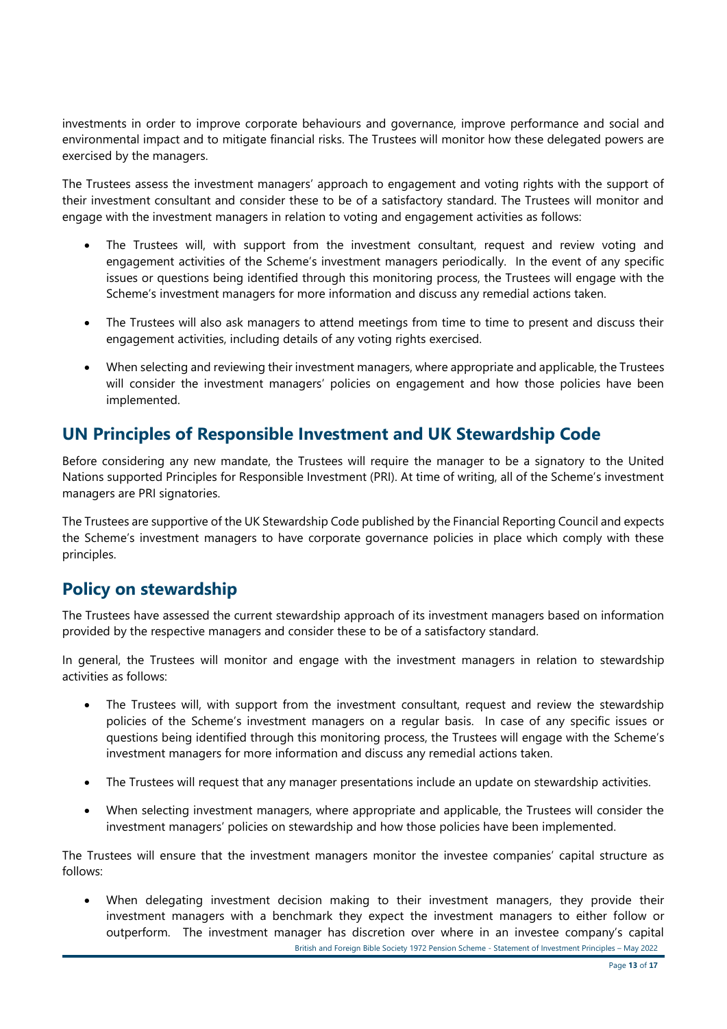investments in order to improve corporate behaviours and governance, improve performance and social and environmental impact and to mitigate financial risks. The Trustees will monitor how these delegated powers are exercised by the managers.

The Trustees assess the investment managers' approach to engagement and voting rights with the support of their investment consultant and consider these to be of a satisfactory standard. The Trustees will monitor and engage with the investment managers in relation to voting and engagement activities as follows:

- The Trustees will, with support from the investment consultant, request and review voting and engagement activities of the Scheme's investment managers periodically. In the event of any specific issues or questions being identified through this monitoring process, the Trustees will engage with the Scheme's investment managers for more information and discuss any remedial actions taken.

- The Trustees will also ask managers to attend meetings from time to time to present and discuss their engagement activities, including details of any voting rights exercised.

- When selecting and reviewing their investment managers, where appropriate and applicable, the Trustees will consider the investment managers' policies on engagement and how those policies have been implemented.

## UN Principles of Responsible Investment and UK Stewardship Code

Before considering any new mandate, the Trustees will require the manager to be a signatory to the United Nations supported Principles for Responsible Investment (PRI). At time of writing, all of the Scheme's investment managers are PRI signatories.

The Trustees are supportive of the UK Stewardship Code published by the Financial Reporting Council and expects the Scheme's investment managers to have corporate governance policies in place which comply with these principles.

## Policy on stewardship

The Trustees have assessed the current stewardship approach of its investment managers based on information provided by the respective managers and consider these to be of a satisfactory standard.

In general, the Trustees will monitor and engage with the investment managers in relation to stewardship activities as follows:

- The Trustees will, with support from the investment consultant, request and review the stewardship policies of the Scheme's investment managers on a regular basis. In case of any specific issues or questions being identified through this monitoring process, the Trustees will engage with the Scheme's investment managers for more information and discuss any remedial actions taken.

- The Trustees will request that any manager presentations include an update on stewardship activities.

- When selecting investment managers, where appropriate and applicable, the Trustees will consider the investment managers' policies on stewardship and how those policies have been implemented.

The Trustees will ensure that the investment managers monitor the investee companies' capital structure as follows:

- When delegating investment decision making to their investment managers, they provide their investment managers with a benchmark they expect the investment managers to either follow or outperform. The investment manager has discretion over where in an investee company's capital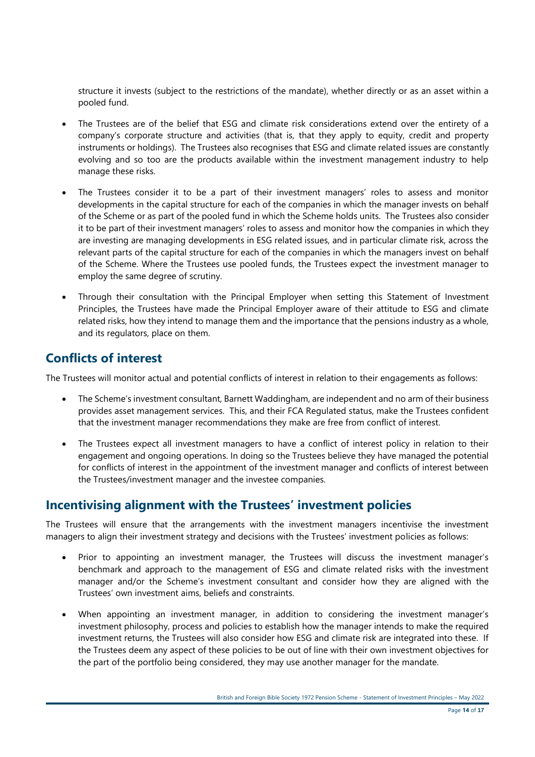structure it invests (subject to the restrictions of the mandate), whether directly or as an asset within a pooled fund.

- The Trustees are of the belief that ESG and climate risk considerations extend over the entirety of a company's corporate structure and activities (that is, that they apply to equity, credit and property instruments or holdings). The Trustees also recognises that ESG and climate related issues are constantly evolving and so too are the products available within the investment management industry to help manage these risks.
- The Trustees consider it to be a part of their investment managers' roles to assess and monitor developments in the capital structure for each of the companies in which the manager invests on behalf of the Scheme or as part of the pooled fund in which the Scheme holds units. The Trustees also consider it to be part of their investment managers' roles to assess and monitor how the companies in which they are investing are managing developments in ESG related issues, and in particular climate risk, across the relevant parts of the capital structure for each of the companies in which the managers invest on behalf of the Scheme. Where the Trustees use pooled funds, the Trustees expect the investment manager to employ the same degree of scrutiny.
- Through their consultation with the Principal Employer when setting this Statement of Investment Principles, the Trustees have made the Principal Employer aware of their attitude to ESG and climate related risks, how they intend to manage them and the importance that the pensions industry as a whole, and its regulators, place on them.

## Conflicts of interest

The Trustees will monitor actual and potential conflicts of interest in relation to their engagements as follows:

- The Scheme's investment consultant, Barnett Waddingham, are independent and no arm of their business provides asset management services. This, and their FCA Regulated status, make the Trustees confident that the investment manager recommendations they make are free from conflict of interest.
- The Trustees expect all investment managers to have a conflict of interest policy in relation to their engagement and ongoing operations. In doing so the Trustees believe they have managed the potential for conflicts of interest in the appointment of the investment manager and conflicts of interest between the Trustees/investment manager and the investee companies.

## Incentivising alignment with the Trustees' investment policies

The Trustees will ensure that the arrangements with the investment managers incentivise the investment managers to align their investment strategy and decisions with the Trustees' investment policies as follows:

- Prior to appointing an investment manager, the Trustees will discuss the investment manager's benchmark and approach to the management of ESG and climate related risks with the investment manager and/or the Scheme's investment consultant and consider how they are aligned with the Trustees' own investment aims, beliefs and constraints.
- When appointing an investment manager, in addition to considering the investment manager's investment philosophy, process and policies to establish how the manager intends to make the required investment returns, the Trustees will also consider how ESG and climate risk are integrated into these. If the Trustees deem any aspect of these policies to be out of line with their own investment objectives for the part of the portfolio being considered, they may use another manager for the mandate.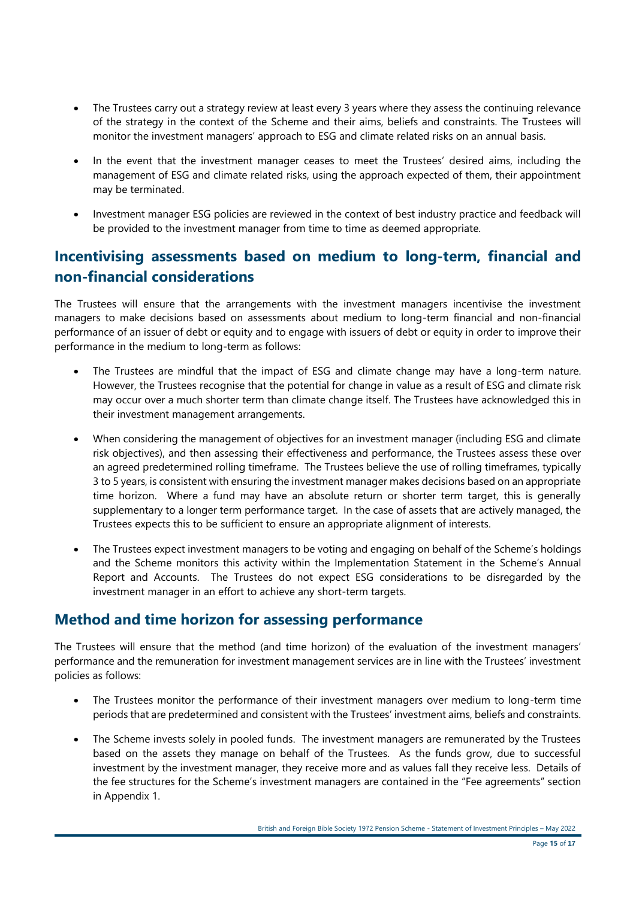- The Trustees carry out a strategy review at least every 3 years where they assess the continuing relevance of the strategy in the context of the Scheme and their aims, beliefs and constraints. The Trustees will monitor the investment managers' approach to ESG and climate related risks on an annual basis.
- In the event that the investment manager ceases to meet the Trustees' desired aims, including the management of ESG and climate related risks, using the approach expected of them, their appointment may be terminated.
- Investment manager ESG policies are reviewed in the context of best industry practice and feedback will be provided to the investment manager from time to time as deemed appropriate.

## Incentivising assessments based on medium to long-term, financial and non-financial considerations

The Trustees will ensure that the arrangements with the investment managers incentivise the investment managers to make decisions based on assessments about medium to long-term financial and non-financial performance of an issuer of debt or equity and to engage with issuers of debt or equity in order to improve their performance in the medium to long-term as follows:

- The Trustees are mindful that the impact of ESG and climate change may have a long-term nature. However, the Trustees recognise that the potential for change in value as a result of ESG and climate risk may occur over a much shorter term than climate change itself. The Trustees have acknowledged this in their investment management arrangements.
- When considering the management of objectives for an investment manager (including ESG and climate risk objectives), and then assessing their effectiveness and performance, the Trustees assess these over an agreed predetermined rolling timeframe. The Trustees believe the use of rolling timeframes, typically 3 to 5 years, is consistent with ensuring the investment manager makes decisions based on an appropriate time horizon. Where a fund may have an absolute return or shorter term target, this is generally supplementary to a longer term performance target. In the case of assets that are actively managed, the Trustees expects this to be sufficient to ensure an appropriate alignment of interests.
- The Trustees expect investment managers to be voting and engaging on behalf of the Scheme's holdings and the Scheme monitors this activity within the Implementation Statement in the Scheme's Annual Report and Accounts. The Trustees do not expect ESG considerations to be disregarded by the investment manager in an effort to achieve any short-term targets.

## Method and time horizon for assessing performance

The Trustees will ensure that the method (and time horizon) of the evaluation of the investment managers' performance and the remuneration for investment management services are in line with the Trustees' investment policies as follows:

- The Trustees monitor the performance of their investment managers over medium to long-term time periods that are predetermined and consistent with the Trustees' investment aims, beliefs and constraints.
- The Scheme invests solely in pooled funds. The investment managers are remunerated by the Trustees based on the assets they manage on behalf of the Trustees. As the funds grow, due to successful investment by the investment manager, they receive more and as values fall they receive less. Details of the fee structures for the Scheme's investment managers are contained in the "Fee agreements" section in Appendix 1.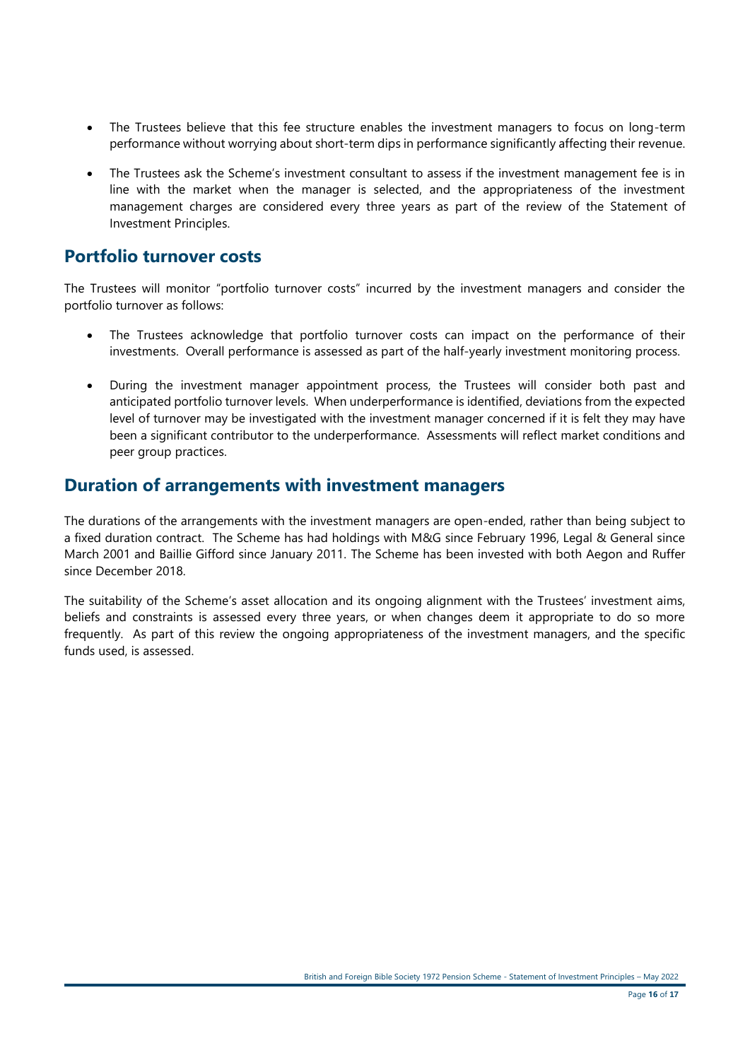- The Trustees believe that this fee structure enables the investment managers to focus on long-term performance without worrying about short-term dips in performance significantly affecting their revenue.

- The Trustees ask the Scheme's investment consultant to assess if the investment management fee is in line with the market when the manager is selected, and the appropriateness of the investment management charges are considered every three years as part of the review of the Statement of Investment Principles.

## Portfolio turnover costs

The Trustees will monitor "portfolio turnover costs" incurred by the investment managers and consider the portfolio turnover as follows:

- The Trustees acknowledge that portfolio turnover costs can impact on the performance of their investments. Overall performance is assessed as part of the half-yearly investment monitoring process.

- During the investment manager appointment process, the Trustees will consider both past and anticipated portfolio turnover levels. When underperformance is identified, deviations from the expected level of turnover may be investigated with the investment manager concerned if it is felt they may have been a significant contributor to the underperformance. Assessments will reflect market conditions and peer group practices.

## Duration of arrangements with investment managers

The durations of the arrangements with the investment managers are open-ended, rather than being subject to a fixed duration contract. The Scheme has had holdings with M&G since February 1996, Legal & General since March 2001 and Baillie Gifford since January 2011. The Scheme has been invested with both Aegon and Ruffer since December 2018.

The suitability of the Scheme's asset allocation and its ongoing alignment with the Trustees' investment aims, beliefs and constraints is assessed every three years, or when changes deem it appropriate to do so more frequently. As part of this review the ongoing appropriateness of the investment managers, and the specific funds used, is assessed.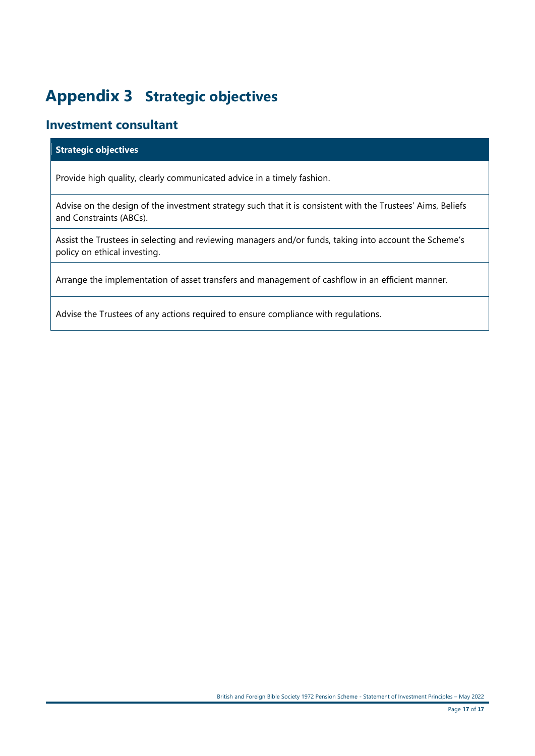# Appendix 3 Strategic objectives

## Investment consultant

| Strategic objectives |
| --- |
| Provide high quality, clearly communicated advice in a timely fashion. |
| Advise on the design of the investment strategy such that it is consistent with the Trustees' Aims, Beliefs and Constraints (ABCs). |
| Assist the Trustees in selecting and reviewing managers and/or funds, taking into account the Scheme's policy on ethical investing. |
| Arrange the implementation of asset transfers and management of cashflow in an efficient manner. |
| Advise the Trustees of any actions required to ensure compliance with regulations. |